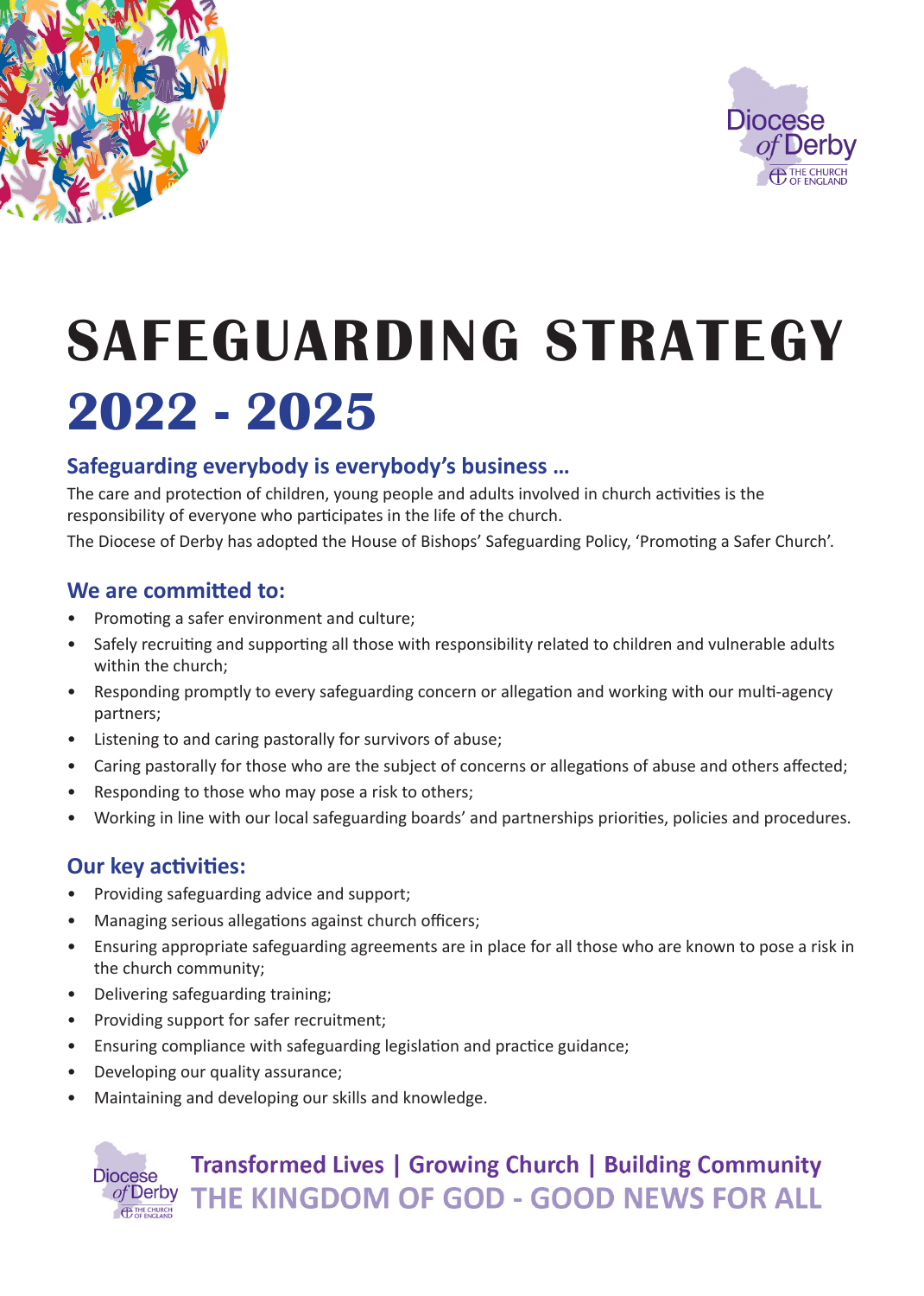# SAFEGUARDING STRATEGY 2022 - 2025

## Safeguarding everybody is everybody's business ...

The care and protection of children, young people and adults involved in church activities is the responsibility of everyone who participates in the life of the church.

The Diocese of Derby has adopted the House of Bishops' Safeguarding Policy, 'Promoting a Safer Church'.

## We are committed to:

- Promoting a safer environment and culture;
- Safely recruiting and supporting all those with responsibility related to children and vulnerable adults within the church;
- Responding promptly to every safeguarding concern or allegation and working with our multi-agency partners;
- Listening to and caring pastorally for survivors of abuse;
- Caring pastorally for those who are the subject of concerns or allegations of abuse and others affected;
- Responding to those who may pose a risk to others;
- Working in line with our local safeguarding boards' and partnerships priorities, policies and procedures.

## Our key activities:

- Providing safeguarding advice and support;
- Managing serious allegations against church officers;
- Ensuring appropriate safeguarding agreements are in place for all those who are known to pose a risk in the church community;
- Delivering safeguarding training;
- Providing support for safer recruitment;
- Ensuring compliance with safeguarding legislation and practice guidance;
- Developing our quality assurance;
- Maintaining and developing our skills and knowledge.

**Transformed Lives | Growing Church | Building Community**

**THE KINGDOM OF GOD - GOOD NEWS FOR ALL**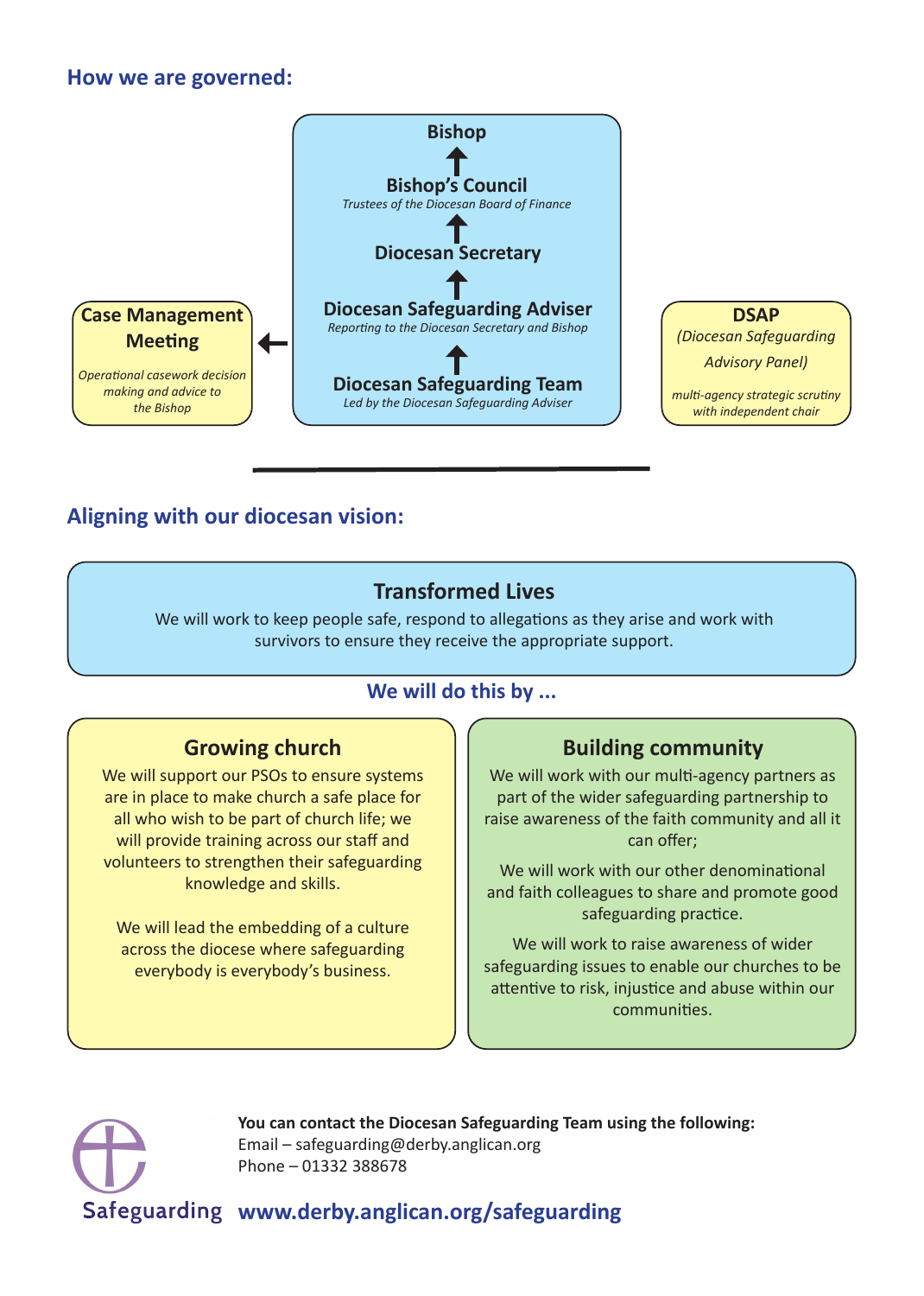## How we are governed:

**Bishop**

↑

**Bishop's Council**
*Trustees of the Diocesan Board of Finance*

↑

**Diocesan Secretary**

↑

**Diocesan Safeguarding Adviser**
*Reporting to the Diocesan Secretary and Bishop*

↑

**Diocesan Safeguarding Team**
*Led by the Diocesan Safeguarding Adviser*

←

**Case Management Meeting**
*Operational casework decision making and advice to the Bishop*

**DSAP**
*(Diocesan Safeguarding Advisory Panel)*
*multi-agency strategic scrutiny with independent chair*

---

## Aligning with our diocesan vision:

### Transformed Lives

We will work to keep people safe, respond to allegations as they arise and work with survivors to ensure they receive the appropriate support.

**We will do this by ...**

### Growing church

We will support our PSOs to ensure systems are in place to make church a safe place for all who wish to be part of church life; we will provide training across our staff and volunteers to strengthen their safeguarding knowledge and skills.

We will lead the embedding of a culture across the diocese where safeguarding everybody is everybody's business.

### Building community

We will work with our multi-agency partners as part of the wider safeguarding partnership to raise awareness of the faith community and all it can offer;

We will work with our other denominational and faith colleagues to share and promote good safeguarding practice.

We will work to raise awareness of wider safeguarding issues to enable our churches to be attentive to risk, injustice and abuse within our communities.

Safeguarding

**You can contact the Diocesan Safeguarding Team using the following:**
Email – safeguarding@derby.anglican.org
Phone – 01332 388678

**www.derby.anglican.org/safeguarding**